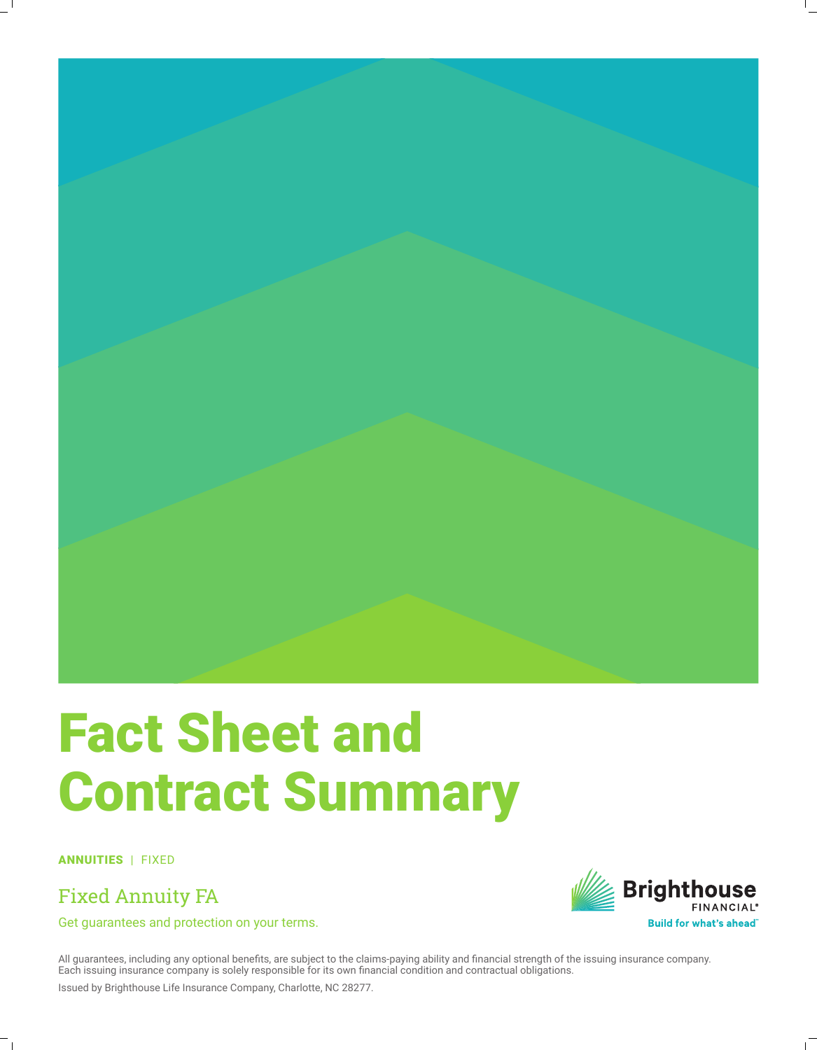# Fact Sheet and Contract Summary

**ANNUITIES** | FIXED

## Fixed Annuity FA

Get guarantees and protection on your terms.

Brighthouse FINANCIAL®
Build for what's ahead™

All guarantees, including any optional benefits, are subject to the claims-paying ability and financial strength of the issuing insurance company. Each issuing insurance company is solely responsible for its own financial condition and contractual obligations.

Issued by Brighthouse Life Insurance Company, Charlotte, NC 28277.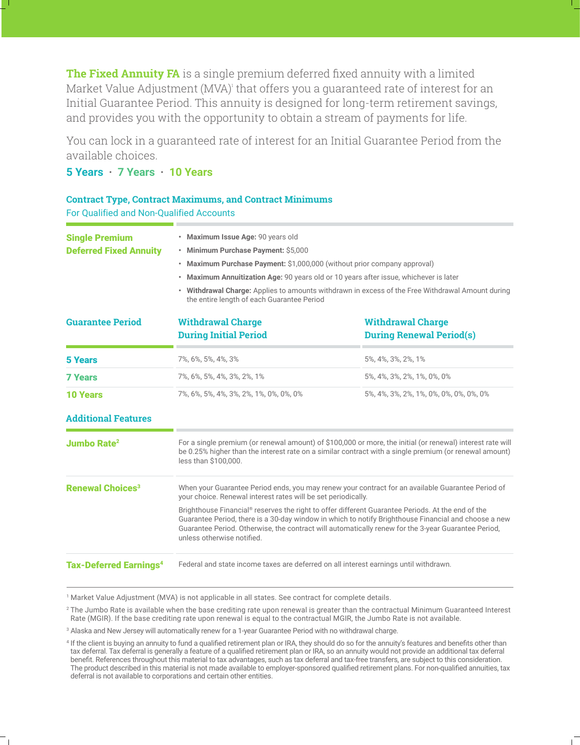**The Fixed Annuity FA** is a single premium deferred fixed annuity with a limited Market Value Adjustment (MVA)[1] that offers you a guaranteed rate of interest for an Initial Guarantee Period. This annuity is designed for long-term retirement savings, and provides you with the opportunity to obtain a stream of payments for life.

You can lock in a guaranteed rate of interest for an Initial Guarantee Period from the available choices.

**5 Years · 7 Years · 10 Years**

## Contract Type, Contract Maximums, and Contract Minimums

For Qualified and Non-Qualified Accounts

**Single Premium Deferred Fixed Annuity**

- **Maximum Issue Age:** 90 years old
- **Minimum Purchase Payment:** $5,000
- **Maximum Purchase Payment:** $1,000,000 (without prior company approval)
- **Maximum Annuitization Age:** 90 years old or 10 years after issue, whichever is later
- **Withdrawal Charge:** Applies to amounts withdrawn in excess of the Free Withdrawal Amount during the entire length of each Guarantee Period

| Guarantee Period | Withdrawal Charge During Initial Period | Withdrawal Charge During Renewal Period(s) |
|---|---|---|
| **5 Years** | 7%, 6%, 5%, 4%, 3% | 5%, 4%, 3%, 2%, 1% |
| **7 Years** | 7%, 6%, 5%, 4%, 3%, 2%, 1% | 5%, 4%, 3%, 2%, 1%, 0%, 0% |
| **10 Years** | 7%, 6%, 5%, 4%, 3%, 2%, 1%, 0%, 0%, 0% | 5%, 4%, 3%, 2%, 1%, 0%, 0%, 0%, 0%, 0% |

## Additional Features

**Jumbo Rate[2]**

For a single premium (or renewal amount) of $100,000 or more, the initial (or renewal) interest rate will be 0.25% higher than the interest rate on a similar contract with a single premium (or renewal amount) less than $100,000.

**Renewal Choices[3]**

When your Guarantee Period ends, you may renew your contract for an available Guarantee Period of your choice. Renewal interest rates will be set periodically.

Brighthouse Financial® reserves the right to offer different Guarantee Periods. At the end of the Guarantee Period, there is a 30-day window in which to notify Brighthouse Financial and choose a new Guarantee Period. Otherwise, the contract will automatically renew for the 3-year Guarantee Period, unless otherwise notified.

**Tax-Deferred Earnings[4]**

Federal and state income taxes are deferred on all interest earnings until withdrawn.

---

[1] Market Value Adjustment (MVA) is not applicable in all states. See contract for complete details.

[2] The Jumbo Rate is available when the base crediting rate upon renewal is greater than the contractual Minimum Guaranteed Interest Rate (MGIR). If the base crediting rate upon renewal is equal to the contractual MGIR, the Jumbo Rate is not available.

[3] Alaska and New Jersey will automatically renew for a 1-year Guarantee Period with no withdrawal charge.

[4] If the client is buying an annuity to fund a qualified retirement plan or IRA, they should do so for the annuity's features and benefits other than tax deferral. Tax deferral is generally a feature of a qualified retirement plan or IRA, so an annuity would not provide an additional tax deferral benefit. References throughout this material to tax advantages, such as tax deferral and tax-free transfers, are subject to this consideration. The product described in this material is not made available to employer-sponsored qualified retirement plans. For non-qualified annuities, tax deferral is not available to corporations and certain other entities.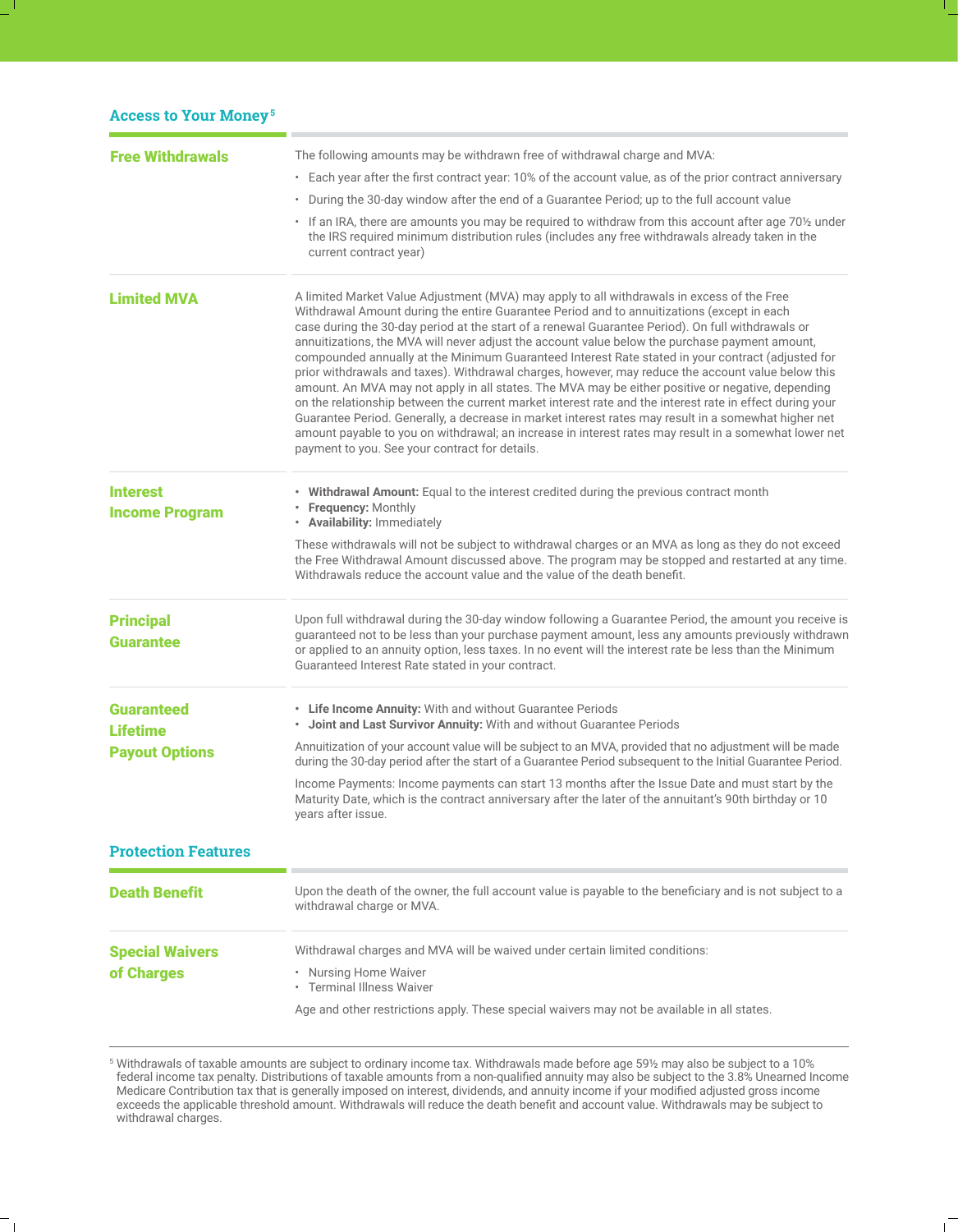## Access to Your Money[5]

### Free Withdrawals

The following amounts may be withdrawn free of withdrawal charge and MVA:

- Each year after the first contract year: 10% of the account value, as of the prior contract anniversary
- During the 30-day window after the end of a Guarantee Period; up to the full account value
- If an IRA, there are amounts you may be required to withdraw from this account after age 70½ under the IRS required minimum distribution rules (includes any free withdrawals already taken in the current contract year)

### Limited MVA

A limited Market Value Adjustment (MVA) may apply to all withdrawals in excess of the Free Withdrawal Amount during the entire Guarantee Period and to annuitizations (except in each case during the 30-day period at the start of a renewal Guarantee Period). On full withdrawals or annuitizations, the MVA will never adjust the account value below the purchase payment amount, compounded annually at the Minimum Guaranteed Interest Rate stated in your contract (adjusted for prior withdrawals and taxes). Withdrawal charges, however, may reduce the account value below this amount. An MVA may not apply in all states. The MVA may be either positive or negative, depending on the relationship between the current market interest rate and the interest rate in effect during your Guarantee Period. Generally, a decrease in market interest rates may result in a somewhat higher net amount payable to you on withdrawal; an increase in interest rates may result in a somewhat lower net payment to you. See your contract for details.

### Interest Income Program

- **Withdrawal Amount:** Equal to the interest credited during the previous contract month
- **Frequency:** Monthly
- **Availability:** Immediately

These withdrawals will not be subject to withdrawal charges or an MVA as long as they do not exceed the Free Withdrawal Amount discussed above. The program may be stopped and restarted at any time. Withdrawals reduce the account value and the value of the death benefit.

### Principal Guarantee

Upon full withdrawal during the 30-day window following a Guarantee Period, the amount you receive is guaranteed not to be less than your purchase payment amount, less any amounts previously withdrawn or applied to an annuity option, less taxes. In no event will the interest rate be less than the Minimum Guaranteed Interest Rate stated in your contract.

### Guaranteed Lifetime Payout Options

- **Life Income Annuity:** With and without Guarantee Periods
- **Joint and Last Survivor Annuity:** With and without Guarantee Periods

Annuitization of your account value will be subject to an MVA, provided that no adjustment will be made during the 30-day period after the start of a Guarantee Period subsequent to the Initial Guarantee Period.

Income Payments: Income payments can start 13 months after the Issue Date and must start by the Maturity Date, which is the contract anniversary after the later of the annuitant's 90th birthday or 10 years after issue.

## Protection Features

### Death Benefit

Upon the death of the owner, the full account value is payable to the beneficiary and is not subject to a withdrawal charge or MVA.

### Special Waivers of Charges

Withdrawal charges and MVA will be waived under certain limited conditions:

- Nursing Home Waiver
- Terminal Illness Waiver

Age and other restrictions apply. These special waivers may not be available in all states.

---

[5] Withdrawals of taxable amounts are subject to ordinary income tax. Withdrawals made before age 59½ may also be subject to a 10% federal income tax penalty. Distributions of taxable amounts from a non-qualified annuity may also be subject to the 3.8% Unearned Income Medicare Contribution tax that is generally imposed on interest, dividends, and annuity income if your modified adjusted gross income exceeds the applicable threshold amount. Withdrawals will reduce the death benefit and account value. Withdrawals may be subject to withdrawal charges.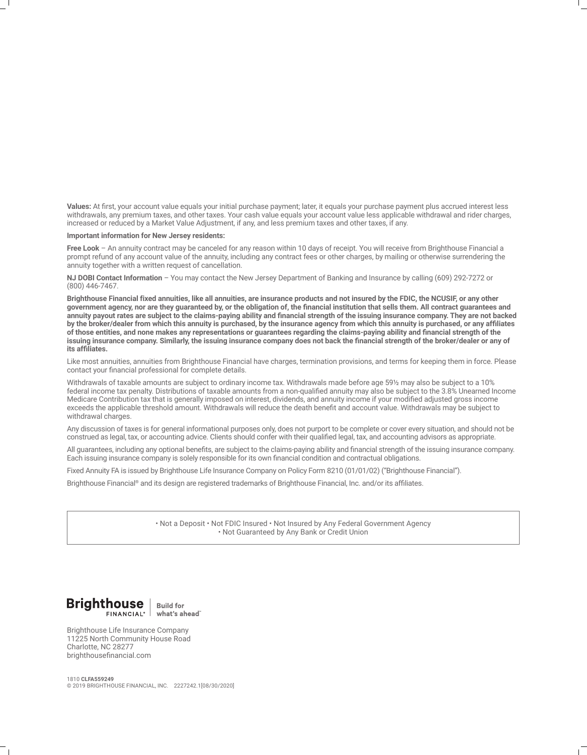**Values:** At first, your account value equals your initial purchase payment; later, it equals your purchase payment plus accrued interest less withdrawals, any premium taxes, and other taxes. Your cash value equals your account value less applicable withdrawal and rider charges, increased or reduced by a Market Value Adjustment, if any, and less premium taxes and other taxes, if any.

**Important information for New Jersey residents:**

**Free Look** – An annuity contract may be canceled for any reason within 10 days of receipt. You will receive from Brighthouse Financial a prompt refund of any account value of the annuity, including any contract fees or other charges, by mailing or otherwise surrendering the annuity together with a written request of cancellation.

**NJ DOBI Contact Information** – You may contact the New Jersey Department of Banking and Insurance by calling (609) 292-7272 or (800) 446-7467.

**Brighthouse Financial fixed annuities, like all annuities, are insurance products and not insured by the FDIC, the NCUSIF, or any other government agency, nor are they guaranteed by, or the obligation of, the financial institution that sells them. All contract guarantees and annuity payout rates are subject to the claims-paying ability and financial strength of the issuing insurance company. They are not backed by the broker/dealer from which this annuity is purchased, by the insurance agency from which this annuity is purchased, or any affiliates of those entities, and none makes any representations or guarantees regarding the claims-paying ability and financial strength of the issuing insurance company. Similarly, the issuing insurance company does not back the financial strength of the broker/dealer or any of its affiliates.**

Like most annuities, annuities from Brighthouse Financial have charges, termination provisions, and terms for keeping them in force. Please contact your financial professional for complete details.

Withdrawals of taxable amounts are subject to ordinary income tax. Withdrawals made before age 59½ may also be subject to a 10% federal income tax penalty. Distributions of taxable amounts from a non-qualified annuity may also be subject to the 3.8% Unearned Income Medicare Contribution tax that is generally imposed on interest, dividends, and annuity income if your modified adjusted gross income exceeds the applicable threshold amount. Withdrawals will reduce the death benefit and account value. Withdrawals may be subject to withdrawal charges.

Any discussion of taxes is for general informational purposes only, does not purport to be complete or cover every situation, and should not be construed as legal, tax, or accounting advice. Clients should confer with their qualified legal, tax, and accounting advisors as appropriate.

All guarantees, including any optional benefits, are subject to the claims-paying ability and financial strength of the issuing insurance company. Each issuing insurance company is solely responsible for its own financial condition and contractual obligations.

Fixed Annuity FA is issued by Brighthouse Life Insurance Company on Policy Form 8210 (01/01/02) ("Brighthouse Financial").

Brighthouse Financial® and its design are registered trademarks of Brighthouse Financial, Inc. and/or its affiliates.

• Not a Deposit • Not FDIC Insured • Not Insured by Any Federal Government Agency • Not Guaranteed by Any Bank or Credit Union

**Brighthouse** FINANCIAL® | **Build for what's ahead**℠

Brighthouse Life Insurance Company
11225 North Community House Road
Charlotte, NC 28277
brighthousefinancial.com

1810 **CLFA559249**
© 2019 BRIGHTHOUSE FINANCIAL, INC. 2227242.1[08/30/2020]